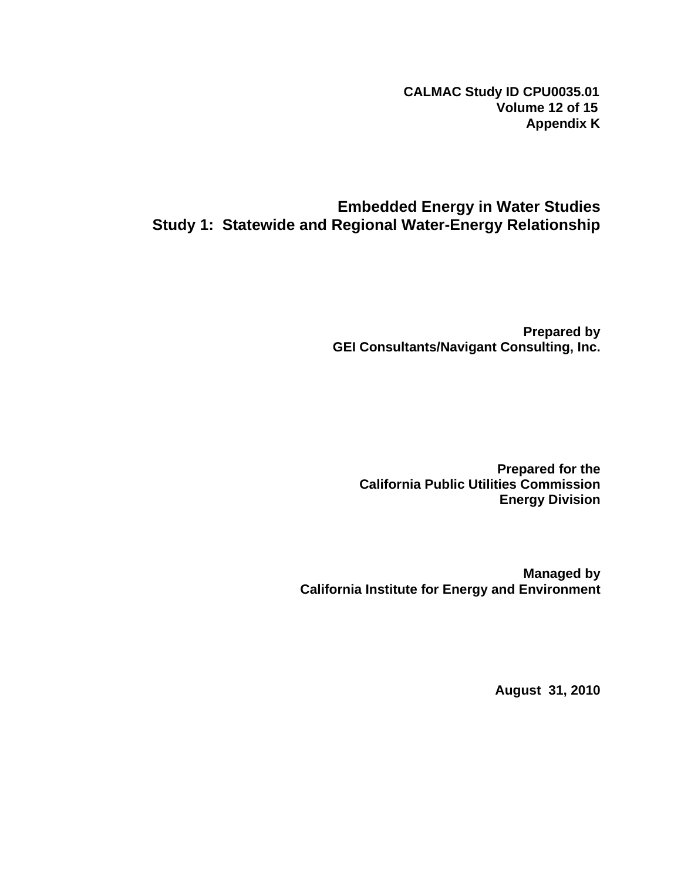**CALMAC Study ID CPU0035.01**
**Volume 12 of 15**
**Appendix K**

# Embedded Energy in Water Studies
# Study 1: Statewide and Regional Water-Energy Relationship

**Prepared by**
**GEI Consultants/Navigant Consulting, Inc.**

**Prepared for the**
**California Public Utilities Commission**
**Energy Division**

**Managed by**
**California Institute for Energy and Environment**

**August 31, 2010**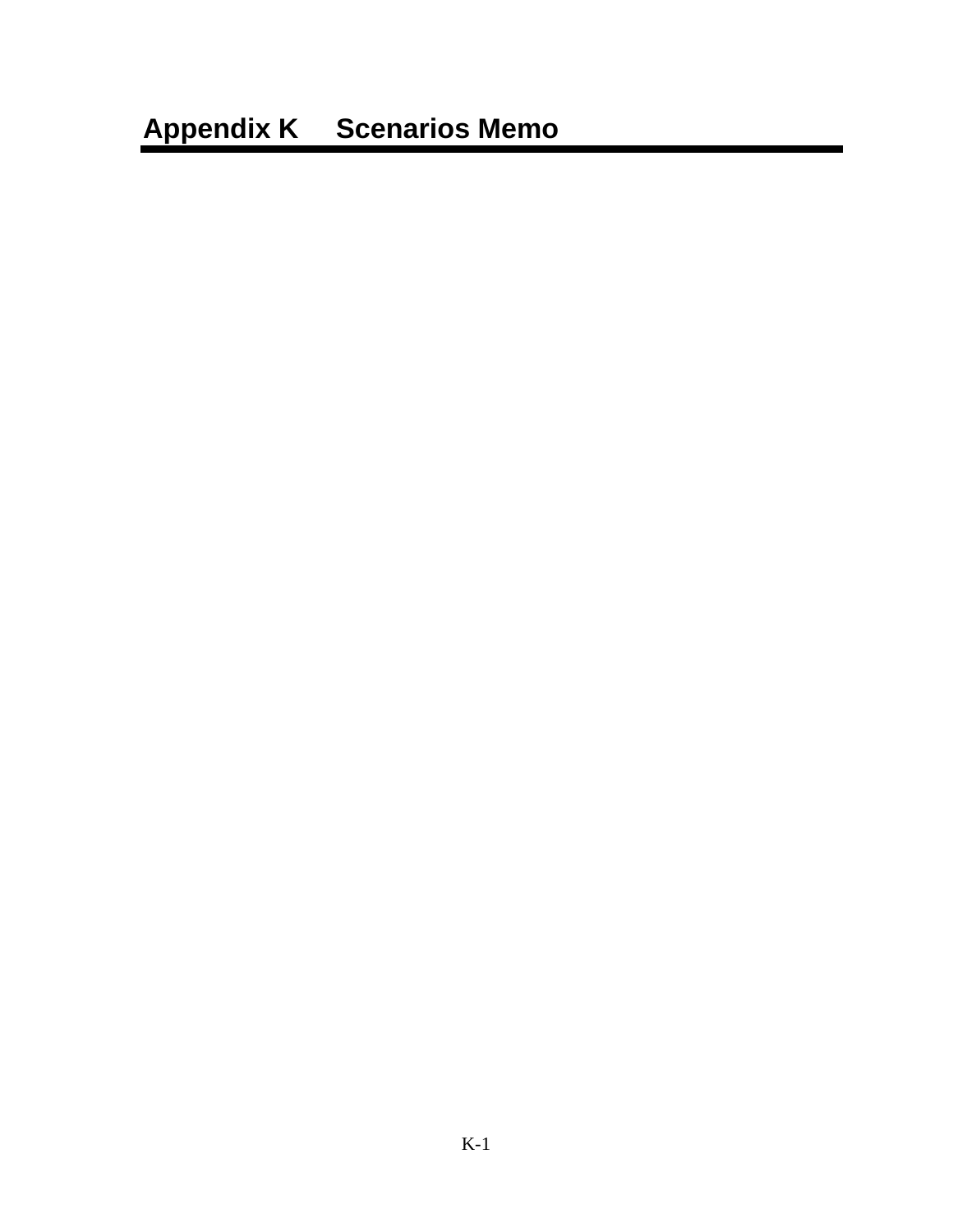# Appendix K Scenarios Memo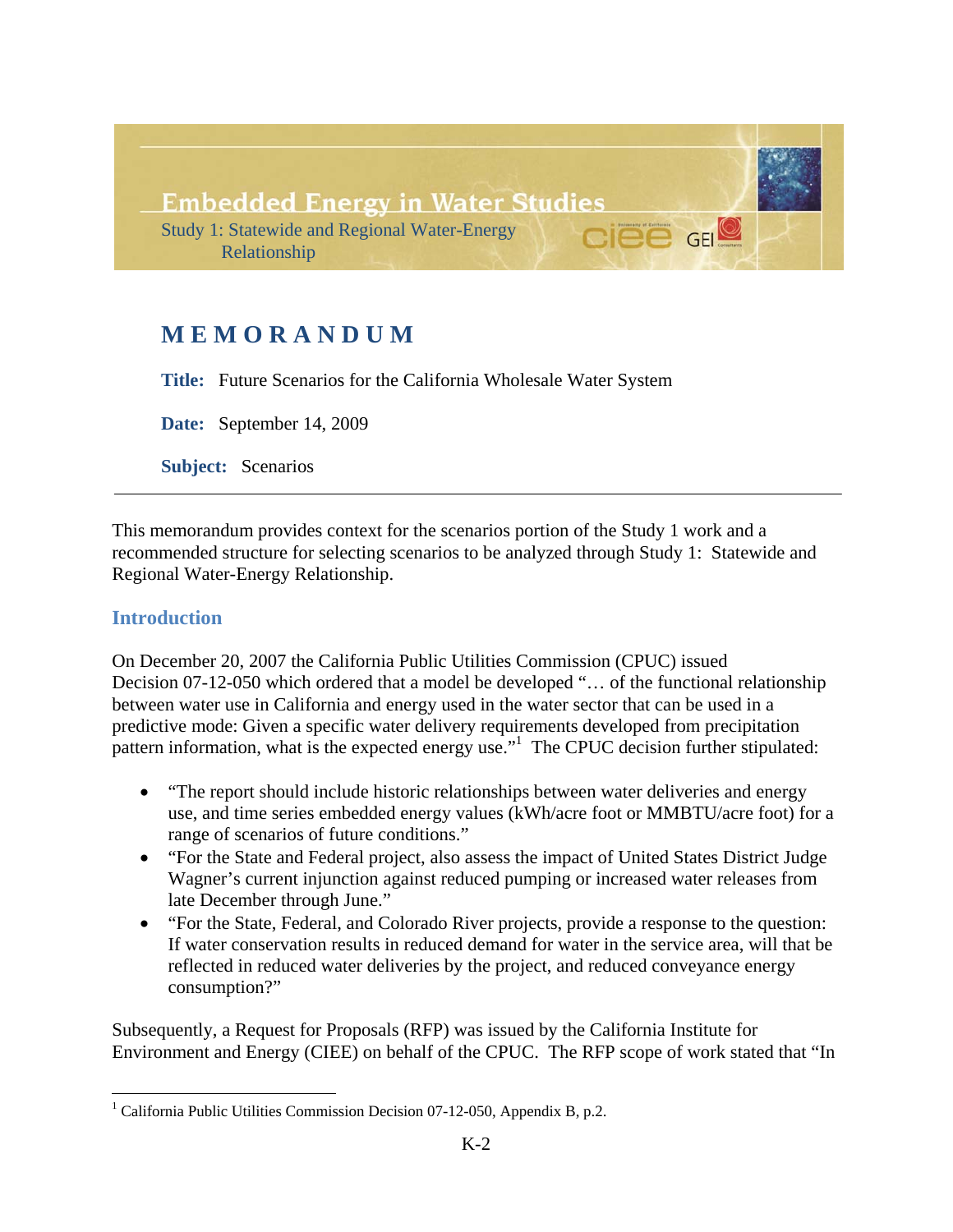Embedded Energy in Water Studies

Study 1: Statewide and Regional Water-Energy Relationship

# MEMORANDUM

**Title:** Future Scenarios for the California Wholesale Water System

**Date:** September 14, 2009

**Subject:** Scenarios

---

This memorandum provides context for the scenarios portion of the Study 1 work and a recommended structure for selecting scenarios to be analyzed through Study 1: Statewide and Regional Water-Energy Relationship.

## Introduction

On December 20, 2007 the California Public Utilities Commission (CPUC) issued Decision 07-12-050 which ordered that a model be developed "… of the functional relationship between water use in California and energy used in the water sector that can be used in a predictive mode: Given a specific water delivery requirements developed from precipitation pattern information, what is the expected energy use."[1] The CPUC decision further stipulated:

- "The report should include historic relationships between water deliveries and energy use, and time series embedded energy values (kWh/acre foot or MMBTU/acre foot) for a range of scenarios of future conditions."
- "For the State and Federal project, also assess the impact of United States District Judge Wagner's current injunction against reduced pumping or increased water releases from late December through June."
- "For the State, Federal, and Colorado River projects, provide a response to the question: If water conservation results in reduced demand for water in the service area, will that be reflected in reduced water deliveries by the project, and reduced conveyance energy consumption?"

Subsequently, a Request for Proposals (RFP) was issued by the California Institute for Environment and Energy (CIEE) on behalf of the CPUC. The RFP scope of work stated that "In

[1] California Public Utilities Commission Decision 07-12-050, Appendix B, p.2.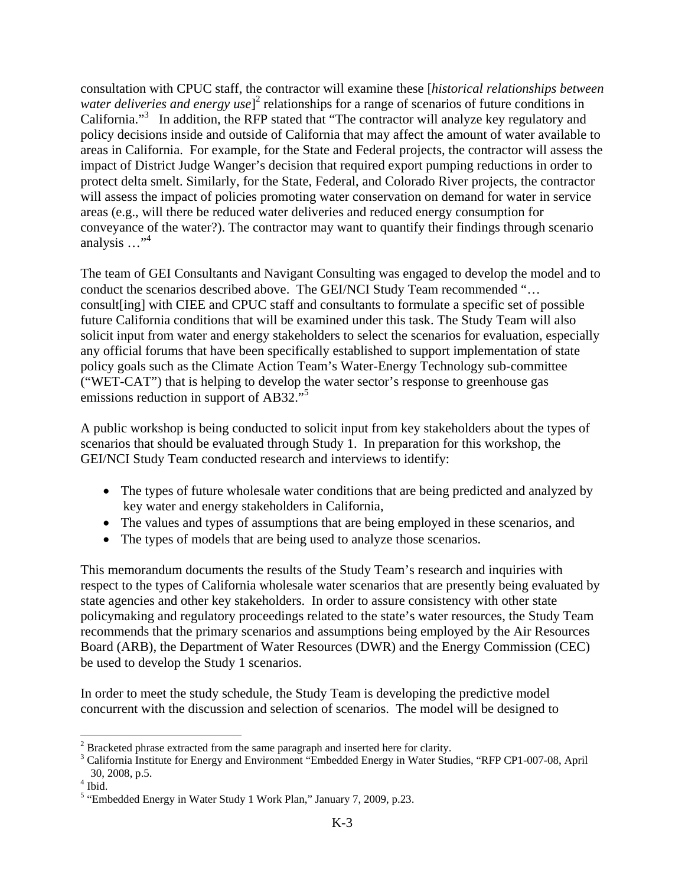consultation with CPUC staff, the contractor will examine these [*historical relationships between water deliveries and energy use*][2] relationships for a range of scenarios of future conditions in California."[3] In addition, the RFP stated that "The contractor will analyze key regulatory and policy decisions inside and outside of California that may affect the amount of water available to areas in California. For example, for the State and Federal projects, the contractor will assess the impact of District Judge Wanger's decision that required export pumping reductions in order to protect delta smelt. Similarly, for the State, Federal, and Colorado River projects, the contractor will assess the impact of policies promoting water conservation on demand for water in service areas (e.g., will there be reduced water deliveries and reduced energy consumption for conveyance of the water?). The contractor may want to quantify their findings through scenario analysis …"[4]

The team of GEI Consultants and Navigant Consulting was engaged to develop the model and to conduct the scenarios described above. The GEI/NCI Study Team recommended "… consult[ing] with CIEE and CPUC staff and consultants to formulate a specific set of possible future California conditions that will be examined under this task. The Study Team will also solicit input from water and energy stakeholders to select the scenarios for evaluation, especially any official forums that have been specifically established to support implementation of state policy goals such as the Climate Action Team's Water-Energy Technology sub-committee ("WET-CAT") that is helping to develop the water sector's response to greenhouse gas emissions reduction in support of AB32."[5]

A public workshop is being conducted to solicit input from key stakeholders about the types of scenarios that should be evaluated through Study 1. In preparation for this workshop, the GEI/NCI Study Team conducted research and interviews to identify:

- The types of future wholesale water conditions that are being predicted and analyzed by key water and energy stakeholders in California,
- The values and types of assumptions that are being employed in these scenarios, and
- The types of models that are being used to analyze those scenarios.

This memorandum documents the results of the Study Team's research and inquiries with respect to the types of California wholesale water scenarios that are presently being evaluated by state agencies and other key stakeholders. In order to assure consistency with other state policymaking and regulatory proceedings related to the state's water resources, the Study Team recommends that the primary scenarios and assumptions being employed by the Air Resources Board (ARB), the Department of Water Resources (DWR) and the Energy Commission (CEC) be used to develop the Study 1 scenarios.

In order to meet the study schedule, the Study Team is developing the predictive model concurrent with the discussion and selection of scenarios. The model will be designed to

---

[2] Bracketed phrase extracted from the same paragraph and inserted here for clarity.

[3] California Institute for Energy and Environment "Embedded Energy in Water Studies, "RFP CP1-007-08, April 30, 2008, p.5.

[4] Ibid.

[5] "Embedded Energy in Water Study 1 Work Plan," January 7, 2009, p.23.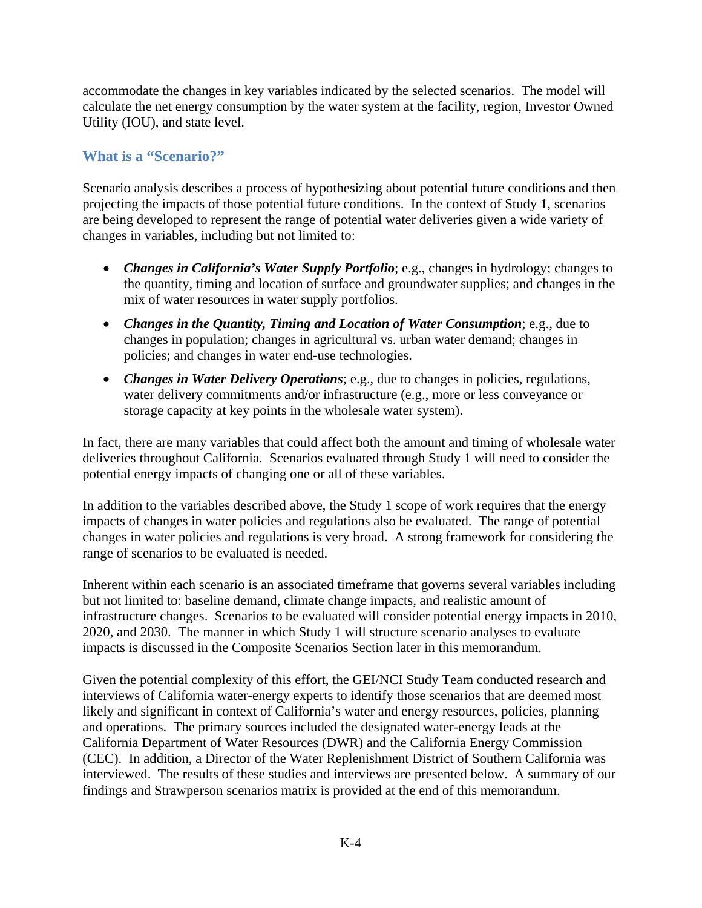accommodate the changes in key variables indicated by the selected scenarios. The model will calculate the net energy consumption by the water system at the facility, region, Investor Owned Utility (IOU), and state level.

## What is a "Scenario?"

Scenario analysis describes a process of hypothesizing about potential future conditions and then projecting the impacts of those potential future conditions. In the context of Study 1, scenarios are being developed to represent the range of potential water deliveries given a wide variety of changes in variables, including but not limited to:

- ***Changes in California's Water Supply Portfolio***; e.g., changes in hydrology; changes to the quantity, timing and location of surface and groundwater supplies; and changes in the mix of water resources in water supply portfolios.
- ***Changes in the Quantity, Timing and Location of Water Consumption***; e.g., due to changes in population; changes in agricultural vs. urban water demand; changes in policies; and changes in water end-use technologies.
- ***Changes in Water Delivery Operations***; e.g., due to changes in policies, regulations, water delivery commitments and/or infrastructure (e.g., more or less conveyance or storage capacity at key points in the wholesale water system).

In fact, there are many variables that could affect both the amount and timing of wholesale water deliveries throughout California. Scenarios evaluated through Study 1 will need to consider the potential energy impacts of changing one or all of these variables.

In addition to the variables described above, the Study 1 scope of work requires that the energy impacts of changes in water policies and regulations also be evaluated. The range of potential changes in water policies and regulations is very broad. A strong framework for considering the range of scenarios to be evaluated is needed.

Inherent within each scenario is an associated timeframe that governs several variables including but not limited to: baseline demand, climate change impacts, and realistic amount of infrastructure changes. Scenarios to be evaluated will consider potential energy impacts in 2010, 2020, and 2030. The manner in which Study 1 will structure scenario analyses to evaluate impacts is discussed in the Composite Scenarios Section later in this memorandum.

Given the potential complexity of this effort, the GEI/NCI Study Team conducted research and interviews of California water-energy experts to identify those scenarios that are deemed most likely and significant in context of California's water and energy resources, policies, planning and operations. The primary sources included the designated water-energy leads at the California Department of Water Resources (DWR) and the California Energy Commission (CEC). In addition, a Director of the Water Replenishment District of Southern California was interviewed. The results of these studies and interviews are presented below. A summary of our findings and Strawperson scenarios matrix is provided at the end of this memorandum.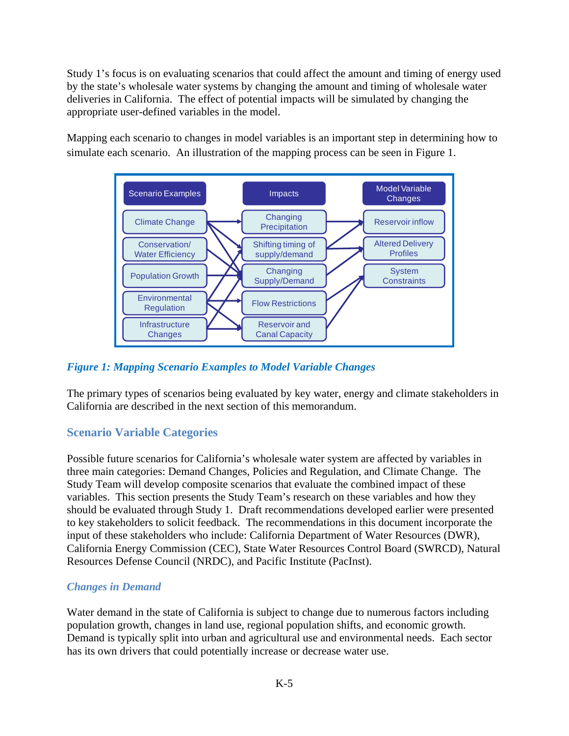Study 1's focus is on evaluating scenarios that could affect the amount and timing of energy used by the state's wholesale water systems by changing the amount and timing of wholesale water deliveries in California. The effect of potential impacts will be simulated by changing the appropriate user-defined variables in the model.

Mapping each scenario to changes in model variables is an important step in determining how to simulate each scenario. An illustration of the mapping process can be seen in Figure 1.

*Figure 1: Mapping Scenario Examples to Model Variable Changes*

The primary types of scenarios being evaluated by key water, energy and climate stakeholders in California are described in the next section of this memorandum.

## Scenario Variable Categories

Possible future scenarios for California's wholesale water system are affected by variables in three main categories: Demand Changes, Policies and Regulation, and Climate Change. The Study Team will develop composite scenarios that evaluate the combined impact of these variables. This section presents the Study Team's research on these variables and how they should be evaluated through Study 1. Draft recommendations developed earlier were presented to key stakeholders to solicit feedback. The recommendations in this document incorporate the input of these stakeholders who include: California Department of Water Resources (DWR), California Energy Commission (CEC), State Water Resources Control Board (SWRCD), Natural Resources Defense Council (NRDC), and Pacific Institute (PacInst).

### *Changes in Demand*

Water demand in the state of California is subject to change due to numerous factors including population growth, changes in land use, regional population shifts, and economic growth. Demand is typically split into urban and agricultural use and environmental needs. Each sector has its own drivers that could potentially increase or decrease water use.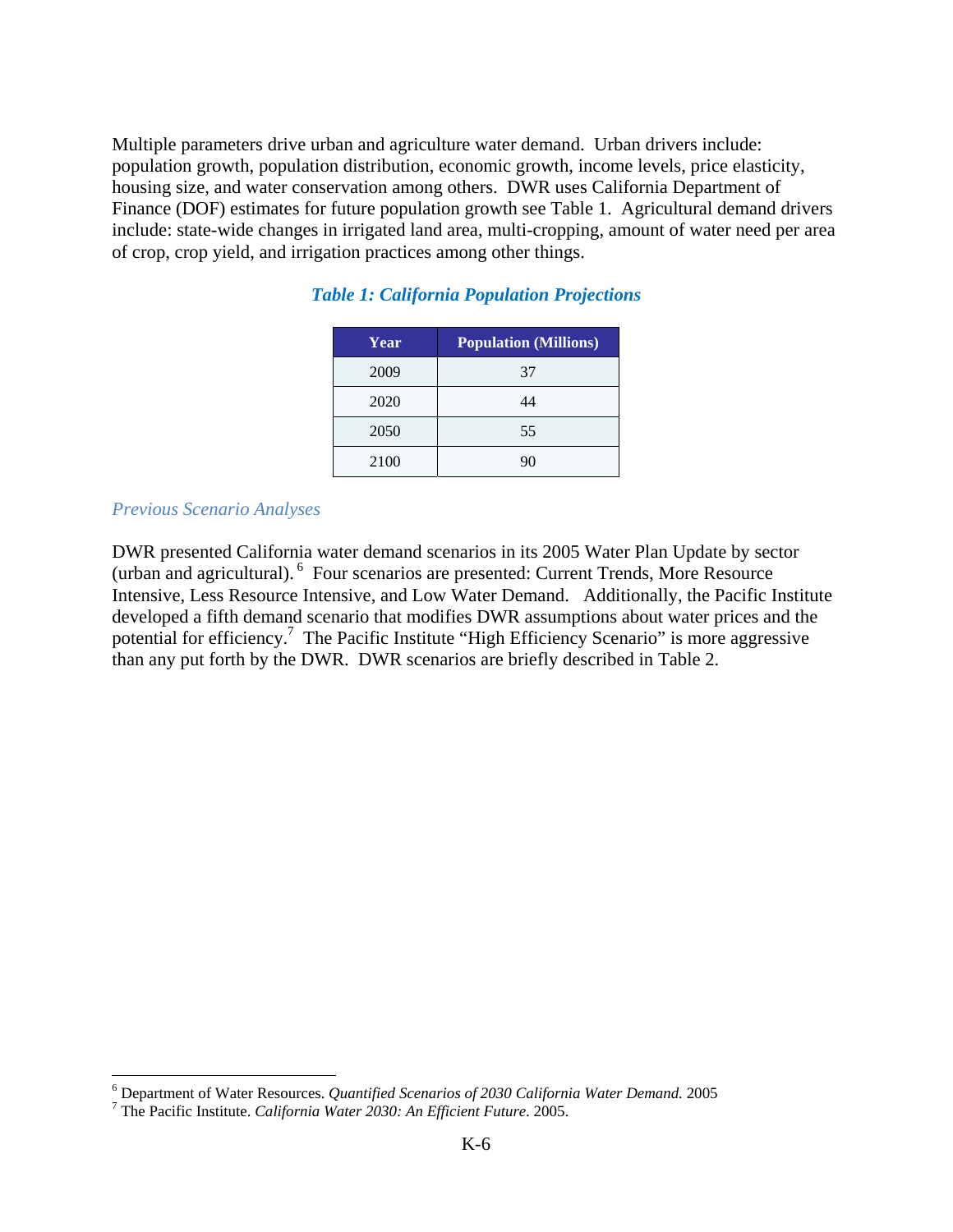Multiple parameters drive urban and agriculture water demand. Urban drivers include: population growth, population distribution, economic growth, income levels, price elasticity, housing size, and water conservation among others. DWR uses California Department of Finance (DOF) estimates for future population growth see Table 1. Agricultural demand drivers include: state-wide changes in irrigated land area, multi-cropping, amount of water need per area of crop, crop yield, and irrigation practices among other things.

***Table 1: California Population Projections***

| Year | Population (Millions) |
|---|---|
| 2009 | 37 |
| 2020 | 44 |
| 2050 | 55 |
| 2100 | 90 |

### *Previous Scenario Analyses*

DWR presented California water demand scenarios in its 2005 Water Plan Update by sector (urban and agricultural).[6] Four scenarios are presented: Current Trends, More Resource Intensive, Less Resource Intensive, and Low Water Demand. Additionally, the Pacific Institute developed a fifth demand scenario that modifies DWR assumptions about water prices and the potential for efficiency.[7] The Pacific Institute "High Efficiency Scenario" is more aggressive than any put forth by the DWR. DWR scenarios are briefly described in Table 2.

---

[6] Department of Water Resources. *Quantified Scenarios of 2030 California Water Demand.* 2005

[7] The Pacific Institute. *California Water 2030: An Efficient Future*. 2005.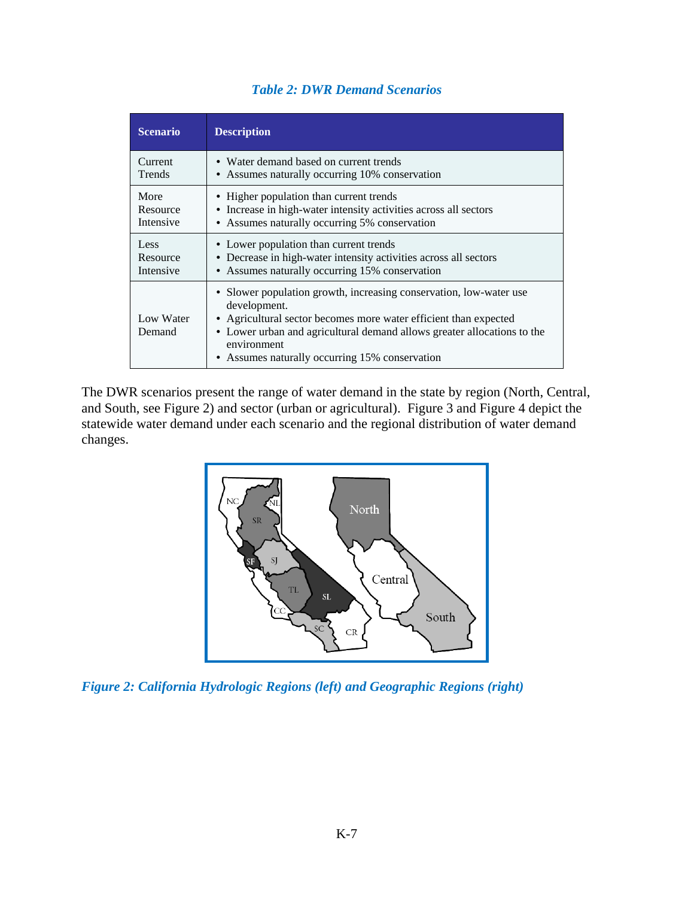*Table 2: DWR Demand Scenarios*

| Scenario | Description |
|---|---|
| Current Trends | • Water demand based on current trends<br>• Assumes naturally occurring 10% conservation |
| More Resource Intensive | • Higher population than current trends<br>• Increase in high-water intensity activities across all sectors<br>• Assumes naturally occurring 5% conservation |
| Less Resource Intensive | • Lower population than current trends<br>• Decrease in high-water intensity activities across all sectors<br>• Assumes naturally occurring 15% conservation |
| Low Water Demand | • Slower population growth, increasing conservation, low-water use development.<br>• Agricultural sector becomes more water efficient than expected<br>• Lower urban and agricultural demand allows greater allocations to the environment<br>• Assumes naturally occurring 15% conservation |

The DWR scenarios present the range of water demand in the state by region (North, Central, and South, see Figure 2) and sector (urban or agricultural). Figure 3 and Figure 4 depict the statewide water demand under each scenario and the regional distribution of water demand changes.

*Figure 2: California Hydrologic Regions (left) and Geographic Regions (right)*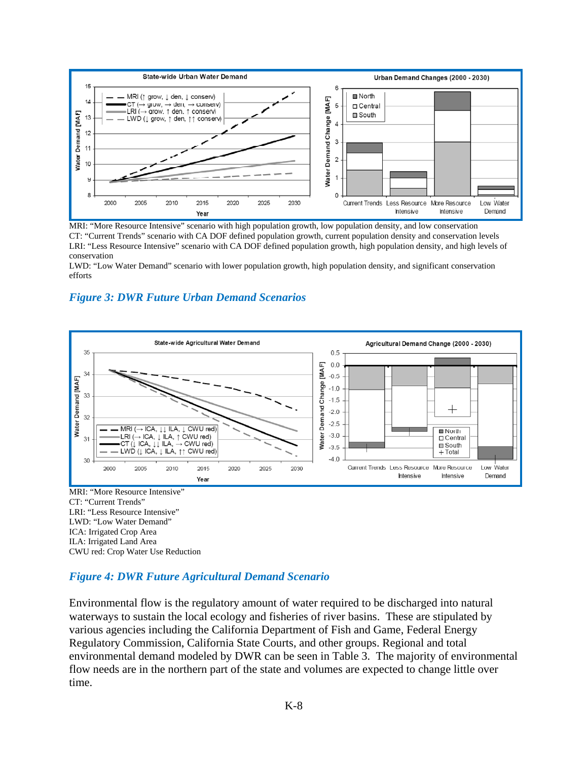MRI: “More Resource Intensive” scenario with high population growth, low population density, and low conservation
CT: “Current Trends” scenario with CA DOF defined population growth, current population density and conservation levels
LRI: “Less Resource Intensive” scenario with CA DOF defined population growth, high population density, and high levels of conservation
LWD: “Low Water Demand” scenario with lower population growth, high population density, and significant conservation efforts

***Figure 3: DWR Future Urban Demand Scenarios***

MRI: “More Resource Intensive”
CT: “Current Trends”
LRI: “Less Resource Intensive”
LWD: “Low Water Demand”
ICA: Irrigated Crop Area
ILA: Irrigated Land Area
CWU red: Crop Water Use Reduction

***Figure 4: DWR Future Agricultural Demand Scenario***

Environmental flow is the regulatory amount of water required to be discharged into natural waterways to sustain the local ecology and fisheries of river basins. These are stipulated by various agencies including the California Department of Fish and Game, Federal Energy Regulatory Commission, California State Courts, and other groups. Regional and total environmental demand modeled by DWR can be seen in Table 3. The majority of environmental flow needs are in the northern part of the state and volumes are expected to change little over time.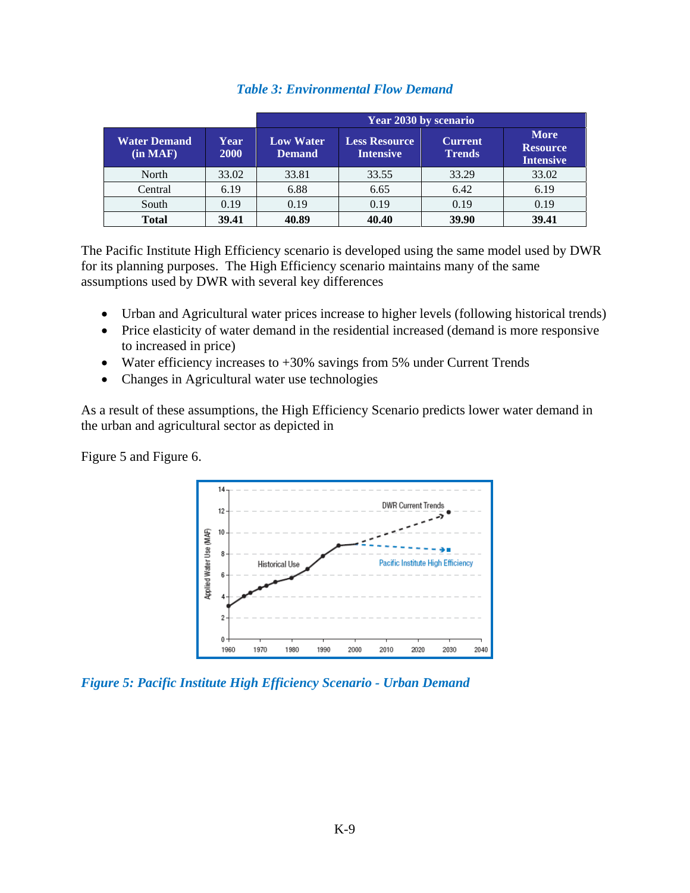*Table 3: Environmental Flow Demand*

| Water Demand (in MAF) | Year 2000 | Year 2030 by scenario | | | |
|---|---|---|---|---|---|
| | | Low Water Demand | Less Resource Intensive | Current Trends | More Resource Intensive |
| North | 33.02 | 33.81 | 33.55 | 33.29 | 33.02 |
| Central | 6.19 | 6.88 | 6.65 | 6.42 | 6.19 |
| South | 0.19 | 0.19 | 0.19 | 0.19 | 0.19 |
| **Total** | **39.41** | **40.89** | **40.40** | **39.90** | **39.41** |

The Pacific Institute High Efficiency scenario is developed using the same model used by DWR for its planning purposes. The High Efficiency scenario maintains many of the same assumptions used by DWR with several key differences

- Urban and Agricultural water prices increase to higher levels (following historical trends)
- Price elasticity of water demand in the residential increased (demand is more responsive to increased in price)
- Water efficiency increases to +30% savings from 5% under Current Trends
- Changes in Agricultural water use technologies

As a result of these assumptions, the High Efficiency Scenario predicts lower water demand in the urban and agricultural sector as depicted in

Figure 5 and Figure 6.

*Figure 5: Pacific Institute High Efficiency Scenario - Urban Demand*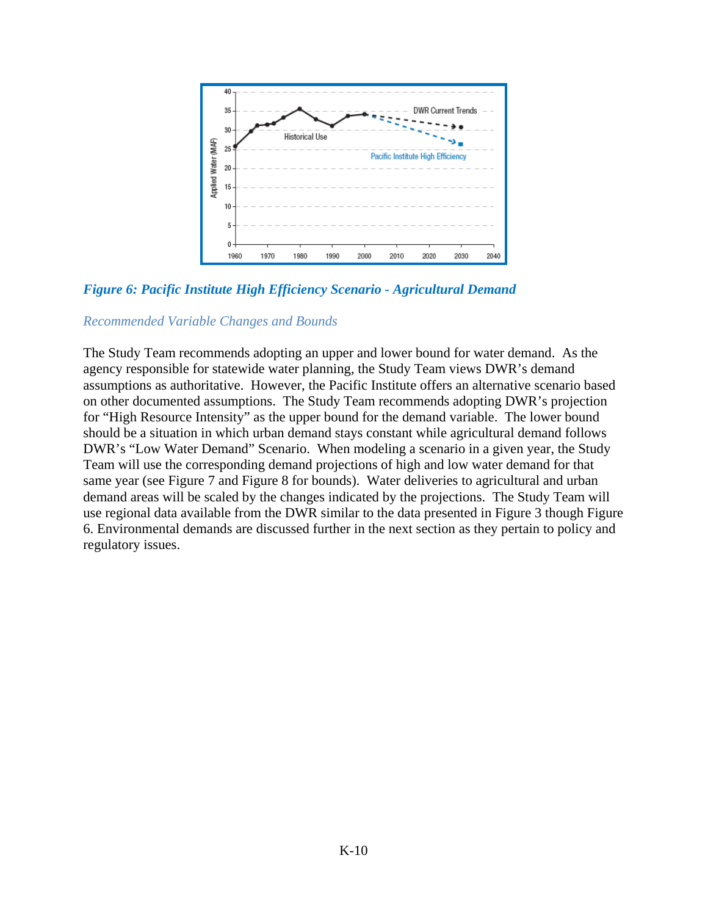*Figure 6: Pacific Institute High Efficiency Scenario - Agricultural Demand*

*Recommended Variable Changes and Bounds*

The Study Team recommends adopting an upper and lower bound for water demand. As the agency responsible for statewide water planning, the Study Team views DWR's demand assumptions as authoritative. However, the Pacific Institute offers an alternative scenario based on other documented assumptions. The Study Team recommends adopting DWR's projection for "High Resource Intensity" as the upper bound for the demand variable. The lower bound should be a situation in which urban demand stays constant while agricultural demand follows DWR's "Low Water Demand" Scenario. When modeling a scenario in a given year, the Study Team will use the corresponding demand projections of high and low water demand for that same year (see Figure 7 and Figure 8 for bounds). Water deliveries to agricultural and urban demand areas will be scaled by the changes indicated by the projections. The Study Team will use regional data available from the DWR similar to the data presented in Figure 3 though Figure 6. Environmental demands are discussed further in the next section as they pertain to policy and regulatory issues.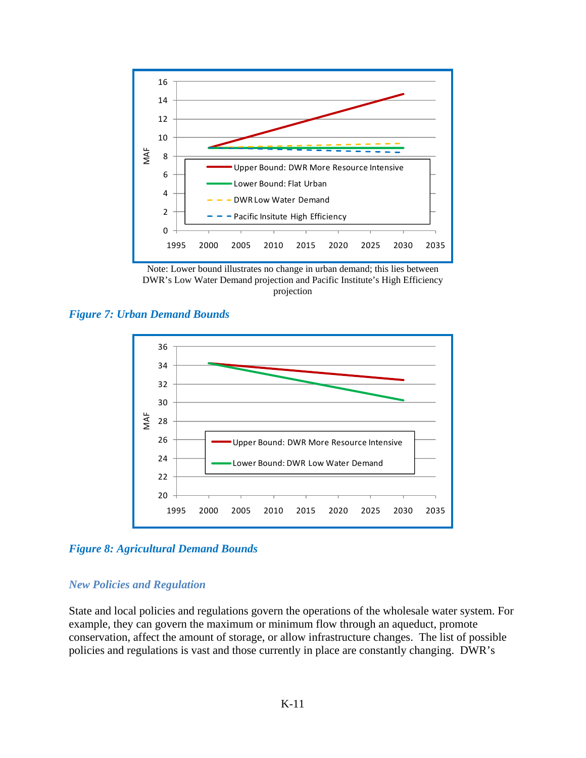Note: Lower bound illustrates no change in urban demand; this lies between DWR's Low Water Demand projection and Pacific Institute's High Efficiency projection

*Figure 7: Urban Demand Bounds*

*Figure 8: Agricultural Demand Bounds*

### *New Policies and Regulation*

State and local policies and regulations govern the operations of the wholesale water system. For example, they can govern the maximum or minimum flow through an aqueduct, promote conservation, affect the amount of storage, or allow infrastructure changes. The list of possible policies and regulations is vast and those currently in place are constantly changing. DWR's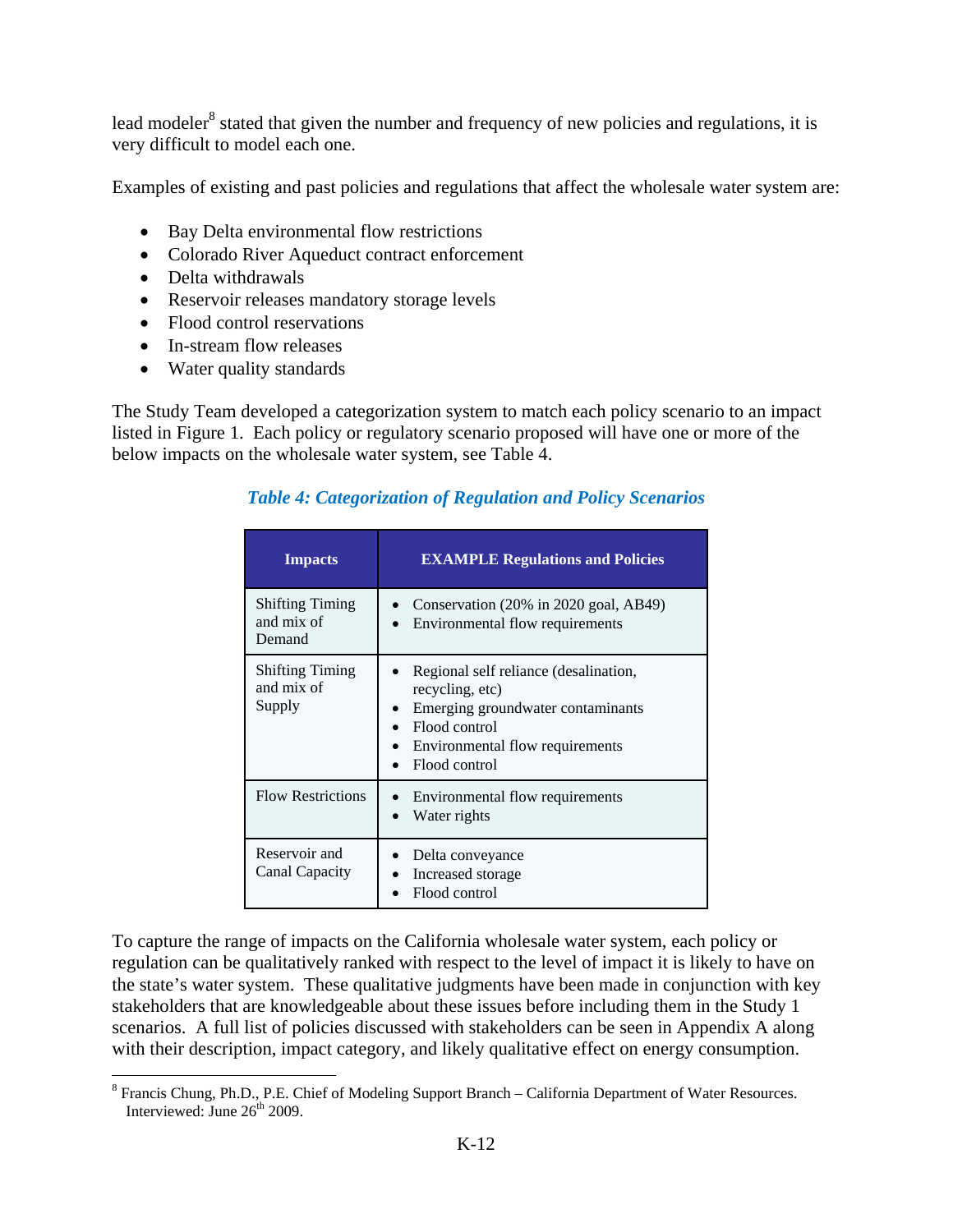lead modeler[8] stated that given the number and frequency of new policies and regulations, it is very difficult to model each one.

Examples of existing and past policies and regulations that affect the wholesale water system are:

- Bay Delta environmental flow restrictions
- Colorado River Aqueduct contract enforcement
- Delta withdrawals
- Reservoir releases mandatory storage levels
- Flood control reservations
- In-stream flow releases
- Water quality standards

The Study Team developed a categorization system to match each policy scenario to an impact listed in Figure 1. Each policy or regulatory scenario proposed will have one or more of the below impacts on the wholesale water system, see Table 4.

***Table 4: Categorization of Regulation and Policy Scenarios***

| Impacts | EXAMPLE Regulations and Policies |
| --- | --- |
| Shifting Timing and mix of Demand | • Conservation (20% in 2020 goal, AB49)<br>• Environmental flow requirements |
| Shifting Timing and mix of Supply | • Regional self reliance (desalination, recycling, etc)<br>• Emerging groundwater contaminants<br>• Flood control<br>• Environmental flow requirements<br>• Flood control |
| Flow Restrictions | • Environmental flow requirements<br>• Water rights |
| Reservoir and Canal Capacity | • Delta conveyance<br>• Increased storage<br>• Flood control |

To capture the range of impacts on the California wholesale water system, each policy or regulation can be qualitatively ranked with respect to the level of impact it is likely to have on the state's water system. These qualitative judgments have been made in conjunction with key stakeholders that are knowledgeable about these issues before including them in the Study 1 scenarios. A full list of policies discussed with stakeholders can be seen in Appendix A along with their description, impact category, and likely qualitative effect on energy consumption.

[8] Francis Chung, Ph.D., P.E. Chief of Modeling Support Branch – California Department of Water Resources. Interviewed: June 26th 2009.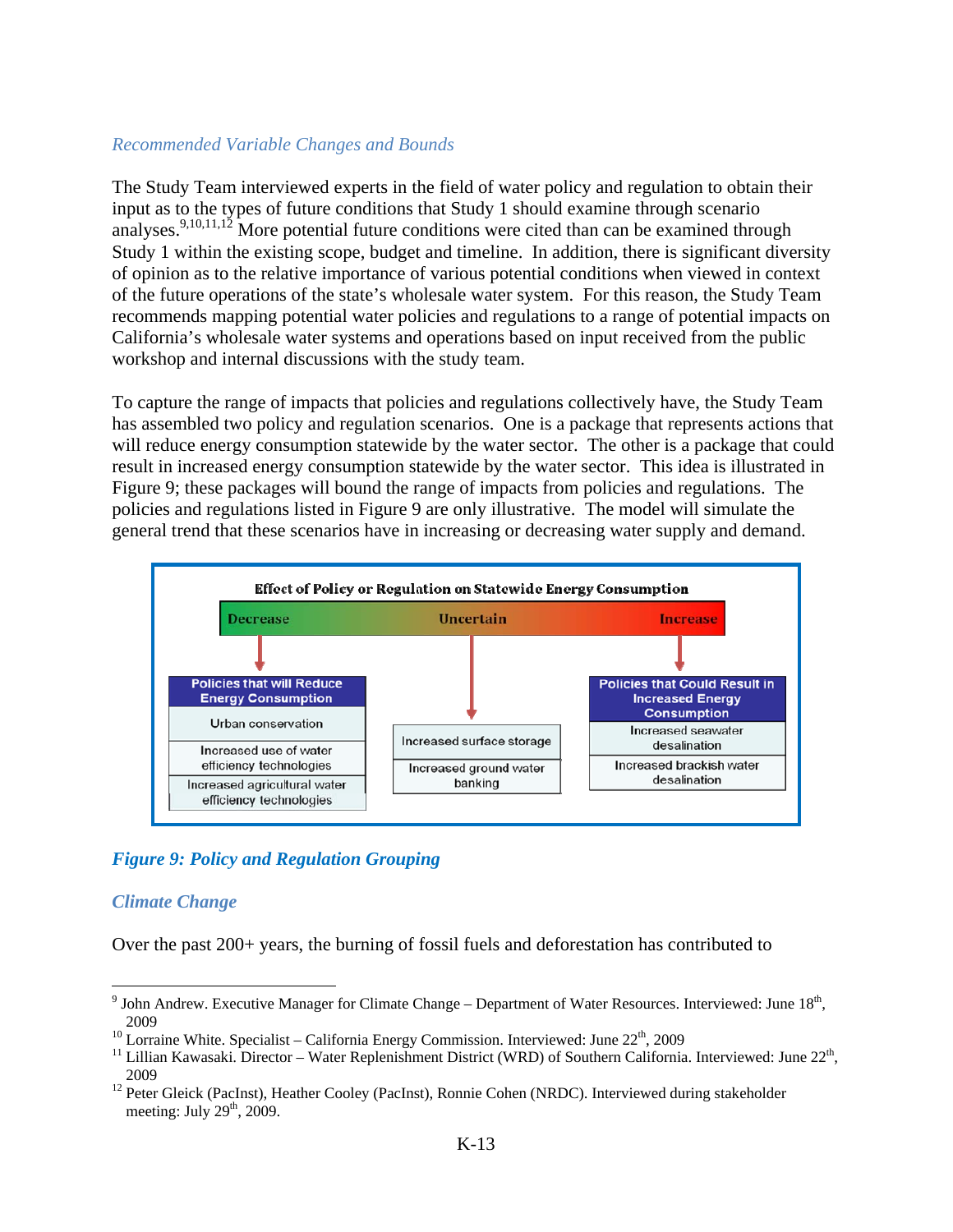*Recommended Variable Changes and Bounds*

The Study Team interviewed experts in the field of water policy and regulation to obtain their input as to the types of future conditions that Study 1 should examine through scenario analyses.[9,10,11,12] More potential future conditions were cited than can be examined through Study 1 within the existing scope, budget and timeline. In addition, there is significant diversity of opinion as to the relative importance of various potential conditions when viewed in context of the future operations of the state's wholesale water system. For this reason, the Study Team recommends mapping potential water policies and regulations to a range of potential impacts on California's wholesale water systems and operations based on input received from the public workshop and internal discussions with the study team.

To capture the range of impacts that policies and regulations collectively have, the Study Team has assembled two policy and regulation scenarios. One is a package that represents actions that will reduce energy consumption statewide by the water sector. The other is a package that could result in increased energy consumption statewide by the water sector. This idea is illustrated in Figure 9; these packages will bound the range of impacts from policies and regulations. The policies and regulations listed in Figure 9 are only illustrative. The model will simulate the general trend that these scenarios have in increasing or decreasing water supply and demand.

**Effect of Policy or Regulation on Statewide Energy Consumption**

| Decrease | Uncertain | Increase |
|---|---|---|
| **Policies that will Reduce Energy Consumption** | | **Policies that Could Result in Increased Energy Consumption** |
| Urban conservation | Increased surface storage | Increased seawater desalination |
| Increased use of water efficiency technologies | Increased ground water banking | Increased brackish water desalination |
| Increased agricultural water efficiency technologies | | |

***Figure 9: Policy and Regulation Grouping***

## *Climate Change*

Over the past 200+ years, the burning of fossil fuels and deforestation has contributed to

---

[9] John Andrew. Executive Manager for Climate Change – Department of Water Resources. Interviewed: June 18th, 2009

[10] Lorraine White. Specialist – California Energy Commission. Interviewed: June 22th, 2009

[11] Lillian Kawasaki. Director – Water Replenishment District (WRD) of Southern California. Interviewed: June 22th, 2009

[12] Peter Gleick (PacInst), Heather Cooley (PacInst), Ronnie Cohen (NRDC). Interviewed during stakeholder meeting: July 29th, 2009.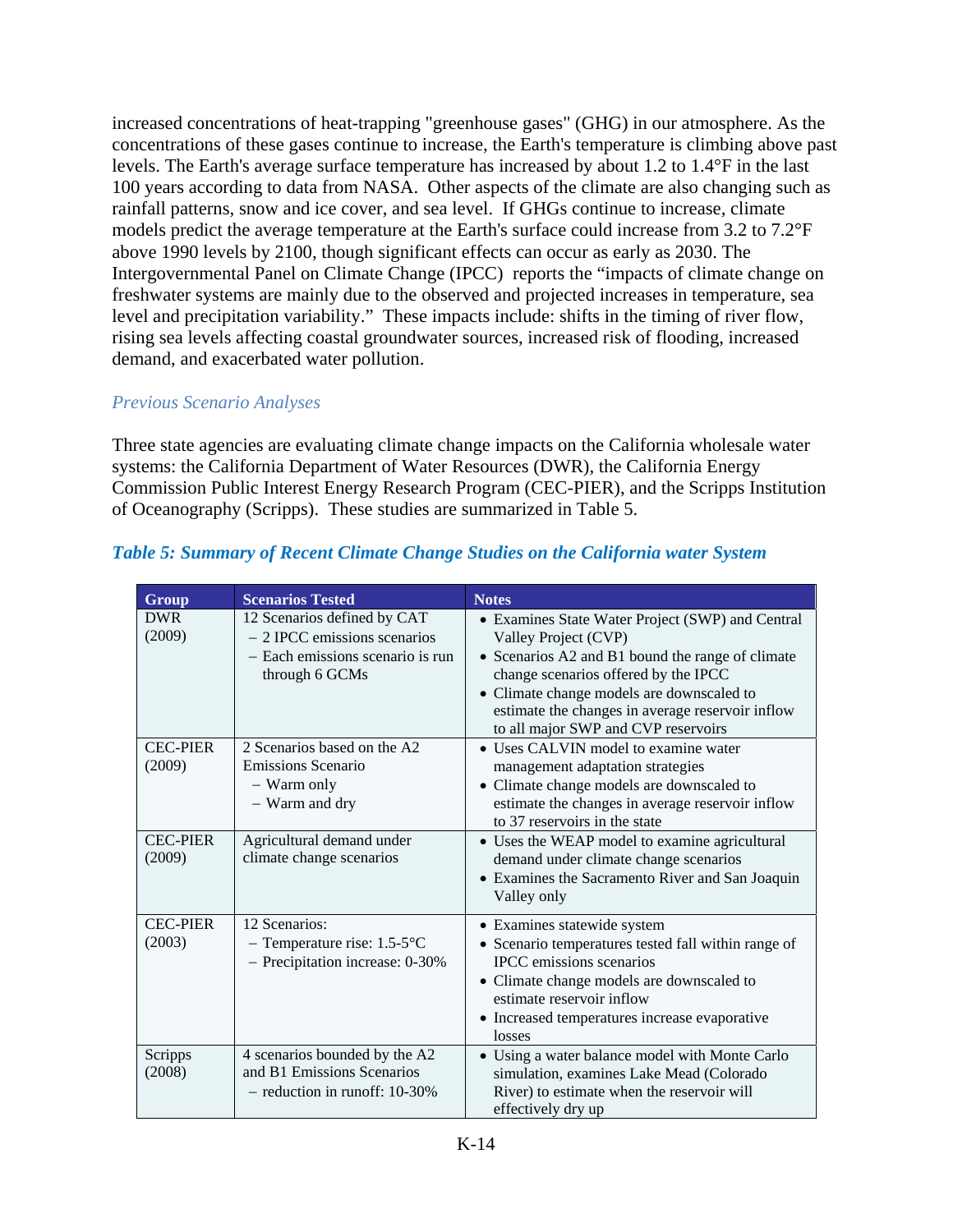increased concentrations of heat-trapping "greenhouse gases" (GHG) in our atmosphere. As the concentrations of these gases continue to increase, the Earth's temperature is climbing above past levels. The Earth's average surface temperature has increased by about 1.2 to 1.4°F in the last 100 years according to data from NASA. Other aspects of the climate are also changing such as rainfall patterns, snow and ice cover, and sea level. If GHGs continue to increase, climate models predict the average temperature at the Earth's surface could increase from 3.2 to 7.2°F above 1990 levels by 2100, though significant effects can occur as early as 2030. The Intergovernmental Panel on Climate Change (IPCC) reports the "impacts of climate change on freshwater systems are mainly due to the observed and projected increases in temperature, sea level and precipitation variability." These impacts include: shifts in the timing of river flow, rising sea levels affecting coastal groundwater sources, increased risk of flooding, increased demand, and exacerbated water pollution.

### *Previous Scenario Analyses*

Three state agencies are evaluating climate change impacts on the California wholesale water systems: the California Department of Water Resources (DWR), the California Energy Commission Public Interest Energy Research Program (CEC-PIER), and the Scripps Institution of Oceanography (Scripps). These studies are summarized in Table 5.

***Table 5: Summary of Recent Climate Change Studies on the California water System***

| Group | Scenarios Tested | Notes |
|---|---|---|
| DWR (2009) | 12 Scenarios defined by CAT<br>– 2 IPCC emissions scenarios<br>– Each emissions scenario is run through 6 GCMs | • Examines State Water Project (SWP) and Central Valley Project (CVP)<br>• Scenarios A2 and B1 bound the range of climate change scenarios offered by the IPCC<br>• Climate change models are downscaled to estimate the changes in average reservoir inflow to all major SWP and CVP reservoirs |
| CEC-PIER (2009) | 2 Scenarios based on the A2 Emissions Scenario<br>– Warm only<br>– Warm and dry | • Uses CALVIN model to examine water management adaptation strategies<br>• Climate change models are downscaled to estimate the changes in average reservoir inflow to 37 reservoirs in the state |
| CEC-PIER (2009) | Agricultural demand under climate change scenarios | • Uses the WEAP model to examine agricultural demand under climate change scenarios<br>• Examines the Sacramento River and San Joaquin Valley only |
| CEC-PIER (2003) | 12 Scenarios:<br>– Temperature rise: 1.5-5°C<br>– Precipitation increase: 0-30% | • Examines statewide system<br>• Scenario temperatures tested fall within range of IPCC emissions scenarios<br>• Climate change models are downscaled to estimate reservoir inflow<br>• Increased temperatures increase evaporative losses |
| Scripps (2008) | 4 scenarios bounded by the A2 and B1 Emissions Scenarios<br>– reduction in runoff: 10-30% | • Using a water balance model with Monte Carlo simulation, examines Lake Mead (Colorado River) to estimate when the reservoir will effectively dry up |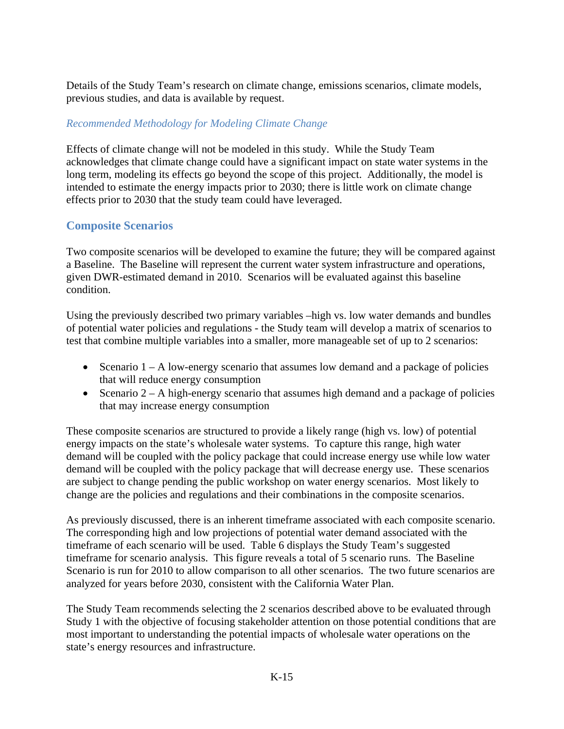Details of the Study Team's research on climate change, emissions scenarios, climate models, previous studies, and data is available by request.

*Recommended Methodology for Modeling Climate Change*

Effects of climate change will not be modeled in this study. While the Study Team acknowledges that climate change could have a significant impact on state water systems in the long term, modeling its effects go beyond the scope of this project. Additionally, the model is intended to estimate the energy impacts prior to 2030; there is little work on climate change effects prior to 2030 that the study team could have leveraged.

## Composite Scenarios

Two composite scenarios will be developed to examine the future; they will be compared against a Baseline. The Baseline will represent the current water system infrastructure and operations, given DWR-estimated demand in 2010. Scenarios will be evaluated against this baseline condition.

Using the previously described two primary variables –high vs. low water demands and bundles of potential water policies and regulations - the Study team will develop a matrix of scenarios to test that combine multiple variables into a smaller, more manageable set of up to 2 scenarios:

- Scenario 1 – A low-energy scenario that assumes low demand and a package of policies that will reduce energy consumption
- Scenario 2 – A high-energy scenario that assumes high demand and a package of policies that may increase energy consumption

These composite scenarios are structured to provide a likely range (high vs. low) of potential energy impacts on the state's wholesale water systems. To capture this range, high water demand will be coupled with the policy package that could increase energy use while low water demand will be coupled with the policy package that will decrease energy use. These scenarios are subject to change pending the public workshop on water energy scenarios. Most likely to change are the policies and regulations and their combinations in the composite scenarios.

As previously discussed, there is an inherent timeframe associated with each composite scenario. The corresponding high and low projections of potential water demand associated with the timeframe of each scenario will be used. Table 6 displays the Study Team's suggested timeframe for scenario analysis. This figure reveals a total of 5 scenario runs. The Baseline Scenario is run for 2010 to allow comparison to all other scenarios. The two future scenarios are analyzed for years before 2030, consistent with the California Water Plan.

The Study Team recommends selecting the 2 scenarios described above to be evaluated through Study 1 with the objective of focusing stakeholder attention on those potential conditions that are most important to understanding the potential impacts of wholesale water operations on the state's energy resources and infrastructure.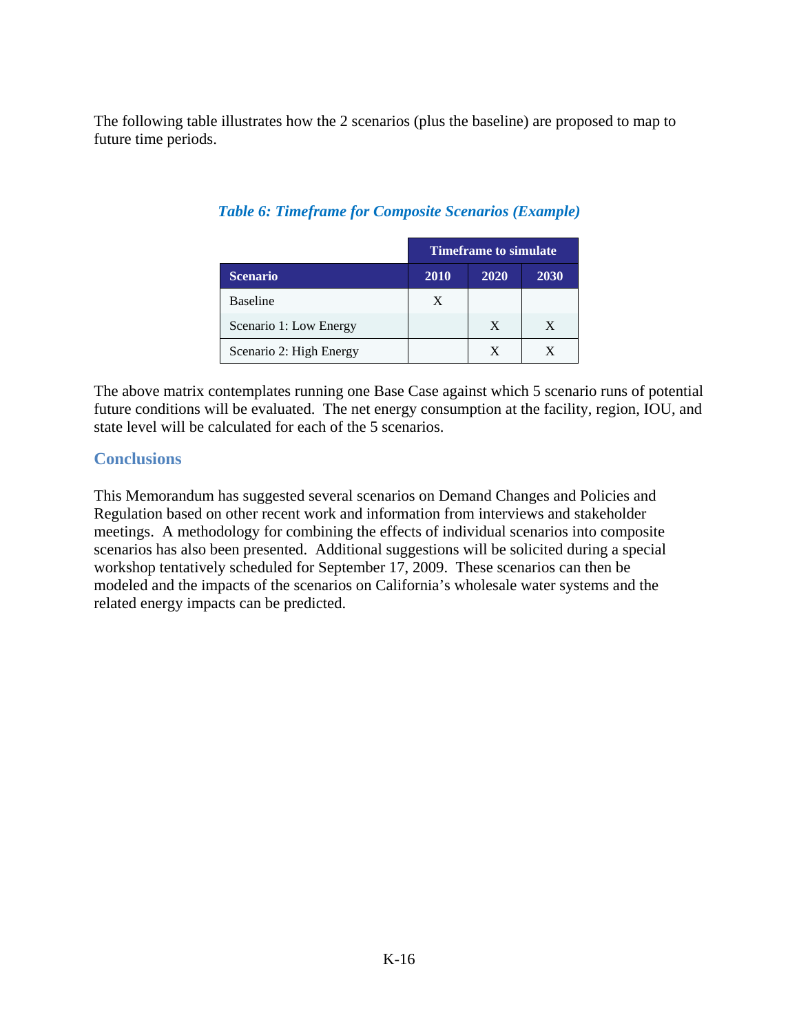The following table illustrates how the 2 scenarios (plus the baseline) are proposed to map to future time periods.

***Table 6: Timeframe for Composite Scenarios (Example)***

| | Timeframe to simulate | | |
|---|---|---|---|
| **Scenario** | **2010** | **2020** | **2030** |
| Baseline | X | | |
| Scenario 1: Low Energy | | X | X |
| Scenario 2: High Energy | | X | X |

The above matrix contemplates running one Base Case against which 5 scenario runs of potential future conditions will be evaluated. The net energy consumption at the facility, region, IOU, and state level will be calculated for each of the 5 scenarios.

## Conclusions

This Memorandum has suggested several scenarios on Demand Changes and Policies and Regulation based on other recent work and information from interviews and stakeholder meetings. A methodology for combining the effects of individual scenarios into composite scenarios has also been presented. Additional suggestions will be solicited during a special workshop tentatively scheduled for September 17, 2009. These scenarios can then be modeled and the impacts of the scenarios on California's wholesale water systems and the related energy impacts can be predicted.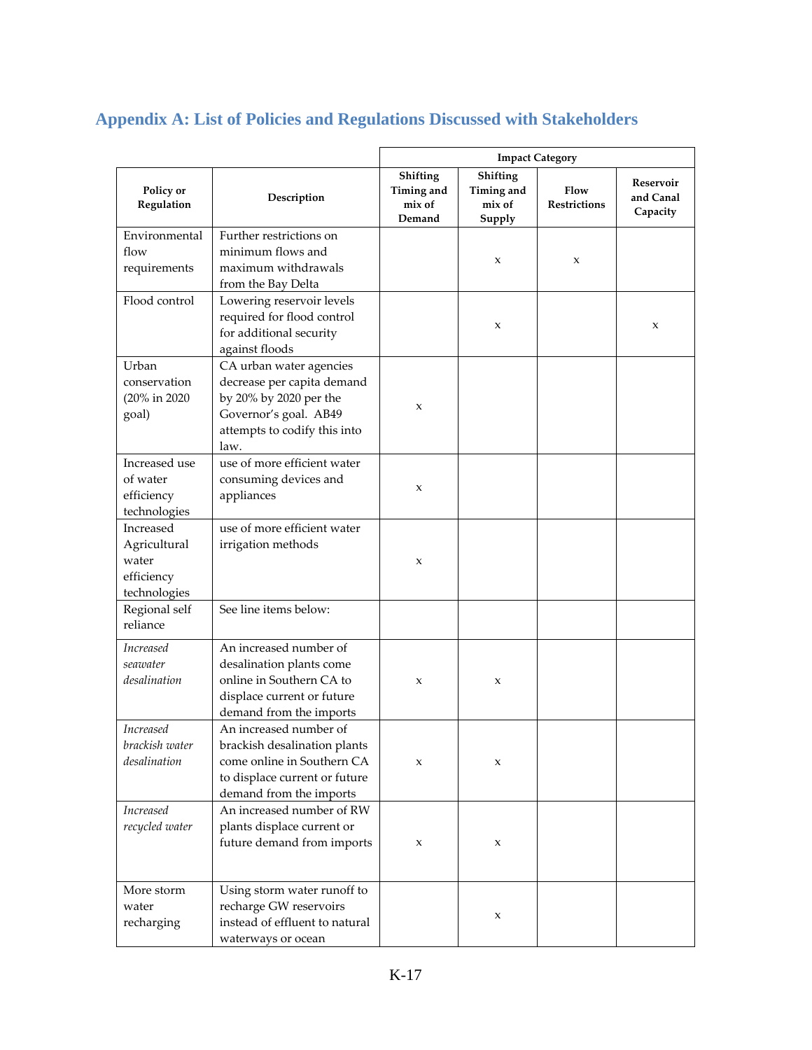## Appendix A: List of Policies and Regulations Discussed with Stakeholders

| Policy or Regulation | Description | Impact Category | | | |
|---|---|---|---|---|---|
| | | Shifting Timing and mix of Demand | Shifting Timing and mix of Supply | Flow Restrictions | Reservoir and Canal Capacity |
| Environmental flow requirements | Further restrictions on minimum flows and maximum withdrawals from the Bay Delta | | x | x | |
| Flood control | Lowering reservoir levels required for flood control for additional security against floods | | x | | x |
| Urban conservation (20% in 2020 goal) | CA urban water agencies decrease per capita demand by 20% by 2020 per the Governor's goal. AB49 attempts to codify this into law. | x | | | |
| Increased use of water efficiency technologies | use of more efficient water consuming devices and appliances | x | | | |
| Increased Agricultural water efficiency technologies | use of more efficient water irrigation methods | x | | | |
| Regional self reliance | See line items below: | | | | |
| *Increased seawater desalination* | An increased number of desalination plants come online in Southern CA to displace current or future demand from the imports | x | x | | |
| *Increased brackish water desalination* | An increased number of brackish desalination plants come online in Southern CA to displace current or future demand from the imports | x | x | | |
| *Increased recycled water* | An increased number of RW plants displace current or future demand from imports | x | x | | |
| More storm water recharging | Using storm water runoff to recharge GW reservoirs instead of effluent to natural waterways or ocean | | x | | |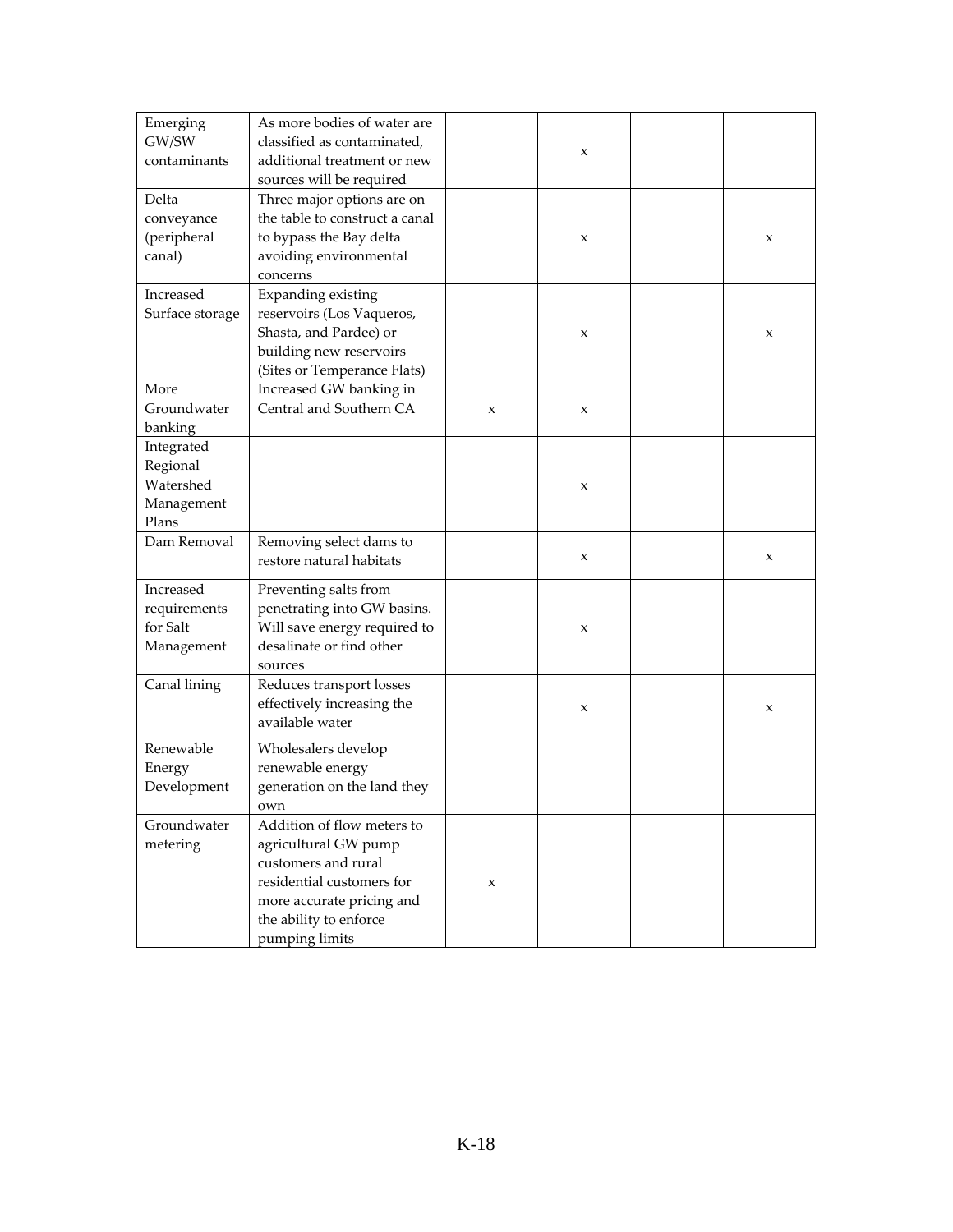| | | | | | |
|---|---|---|---|---|---|
| Emerging GW/SW contaminants | As more bodies of water are classified as contaminated, additional treatment or new sources will be required | | x | | |
| Delta conveyance (peripheral canal) | Three major options are on the table to construct a canal to bypass the Bay delta avoiding environmental concerns | | x | | x |
| Increased Surface storage | Expanding existing reservoirs (Los Vaqueros, Shasta, and Pardee) or building new reservoirs (Sites or Temperance Flats) | | x | | x |
| More Groundwater banking | Increased GW banking in Central and Southern CA | x | x | | |
| Integrated Regional Watershed Management Plans | | | x | | |
| Dam Removal | Removing select dams to restore natural habitats | | x | | x |
| Increased requirements for Salt Management | Preventing salts from penetrating into GW basins. Will save energy required to desalinate or find other sources | | x | | |
| Canal lining | Reduces transport losses effectively increasing the available water | | x | | x |
| Renewable Energy Development | Wholesalers develop renewable energy generation on the land they own | | | | |
| Groundwater metering | Addition of flow meters to agricultural GW pump customers and rural residential customers for more accurate pricing and the ability to enforce pumping limits | x | | | |